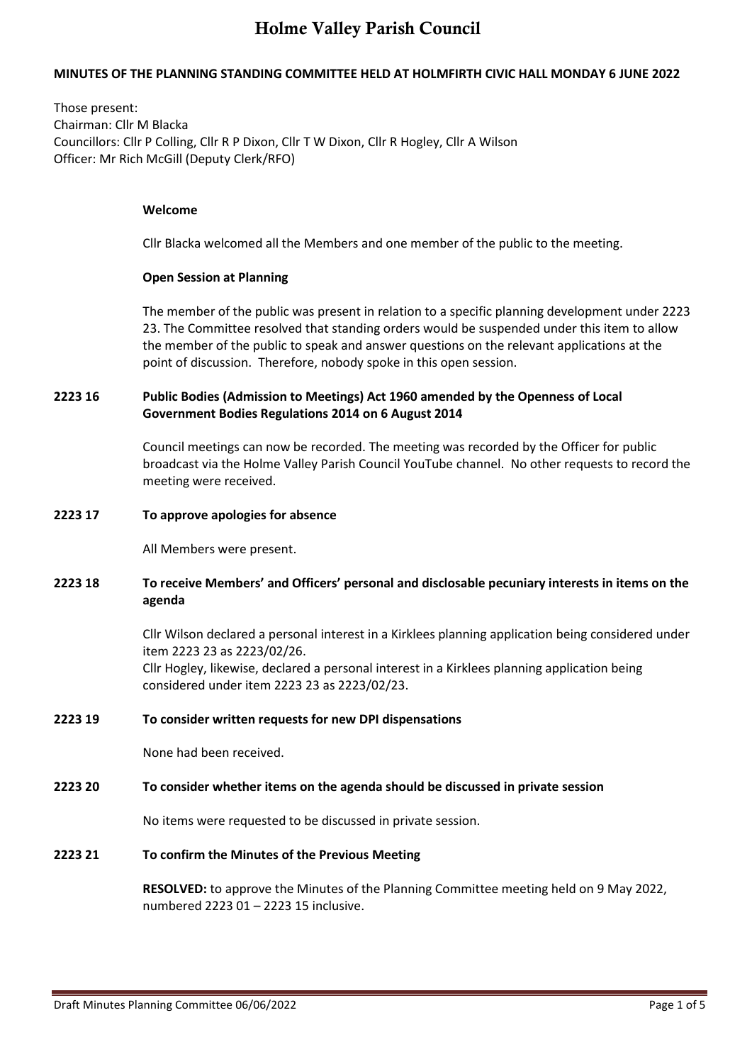# Holme Valley Parish Council

**MINUTES OF THE PLANNING STANDING COMMITTEE HELD AT HOLMFIRTH CIVIC HALL MONDAY 6 JUNE 2022**

Those present:
Chairman: Cllr M Blacka
Councillors: Cllr P Colling, Cllr R P Dixon, Cllr T W Dixon, Cllr R Hogley, Cllr A Wilson
Officer: Mr Rich McGill (Deputy Clerk/RFO)

**Welcome**

Cllr Blacka welcomed all the Members and one member of the public to the meeting.

**Open Session at Planning**

The member of the public was present in relation to a specific planning development under 2223 23. The Committee resolved that standing orders would be suspended under this item to allow the member of the public to speak and answer questions on the relevant applications at the point of discussion. Therefore, nobody spoke in this open session.

**2223 16 Public Bodies (Admission to Meetings) Act 1960 amended by the Openness of Local Government Bodies Regulations 2014 on 6 August 2014**

Council meetings can now be recorded. The meeting was recorded by the Officer for public broadcast via the Holme Valley Parish Council YouTube channel. No other requests to record the meeting were received.

**2223 17 To approve apologies for absence**

All Members were present.

**2223 18 To receive Members' and Officers' personal and disclosable pecuniary interests in items on the agenda**

Cllr Wilson declared a personal interest in a Kirklees planning application being considered under item 2223 23 as 2223/02/26.
Cllr Hogley, likewise, declared a personal interest in a Kirklees planning application being considered under item 2223 23 as 2223/02/23.

**2223 19 To consider written requests for new DPI dispensations**

None had been received.

**2223 20 To consider whether items on the agenda should be discussed in private session**

No items were requested to be discussed in private session.

**2223 21 To confirm the Minutes of the Previous Meeting**

**RESOLVED:** to approve the Minutes of the Planning Committee meeting held on 9 May 2022, numbered 2223 01 – 2223 15 inclusive.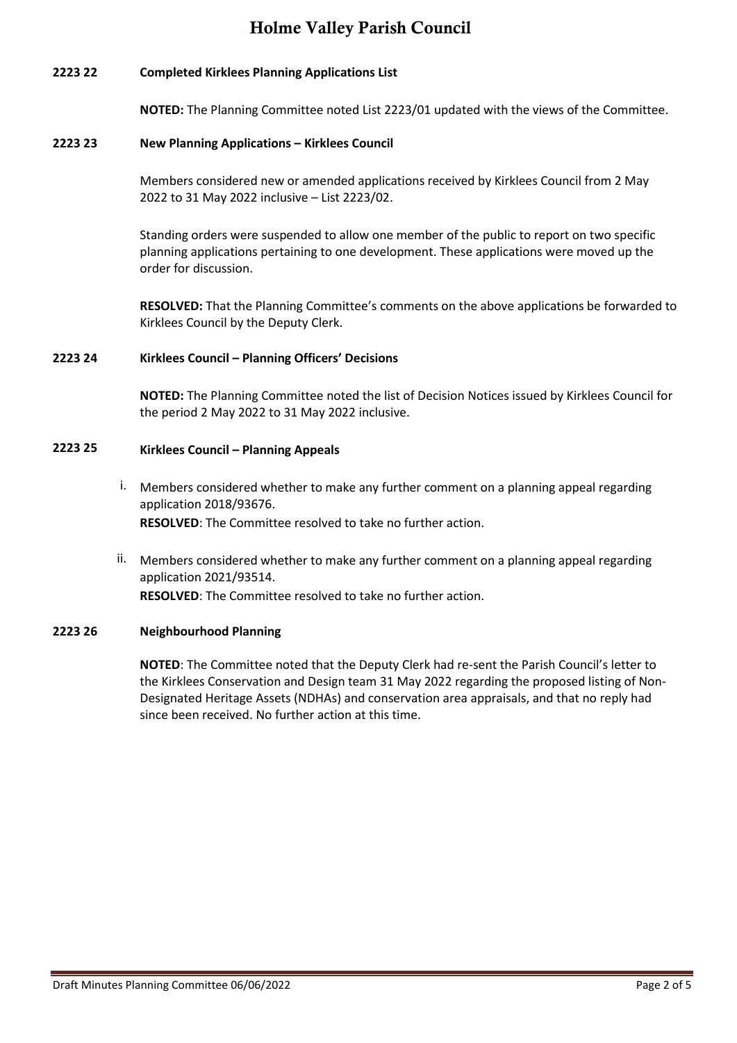## 2223 22 Completed Kirklees Planning Applications List

**NOTED:** The Planning Committee noted List 2223/01 updated with the views of the Committee.

## 2223 23 New Planning Applications – Kirklees Council

Members considered new or amended applications received by Kirklees Council from 2 May 2022 to 31 May 2022 inclusive – List 2223/02.

Standing orders were suspended to allow one member of the public to report on two specific planning applications pertaining to one development. These applications were moved up the order for discussion.

**RESOLVED:** That the Planning Committee's comments on the above applications be forwarded to Kirklees Council by the Deputy Clerk.

## 2223 24 Kirklees Council – Planning Officers' Decisions

**NOTED:** The Planning Committee noted the list of Decision Notices issued by Kirklees Council for the period 2 May 2022 to 31 May 2022 inclusive.

## 2223 25 Kirklees Council – Planning Appeals

i. Members considered whether to make any further comment on a planning appeal regarding application 2018/93676.
**RESOLVED**: The Committee resolved to take no further action.

ii. Members considered whether to make any further comment on a planning appeal regarding application 2021/93514.
**RESOLVED**: The Committee resolved to take no further action.

## 2223 26 Neighbourhood Planning

**NOTED**: The Committee noted that the Deputy Clerk had re-sent the Parish Council's letter to the Kirklees Conservation and Design team 31 May 2022 regarding the proposed listing of Non-Designated Heritage Assets (NDHAs) and conservation area appraisals, and that no reply had since been received. No further action at this time.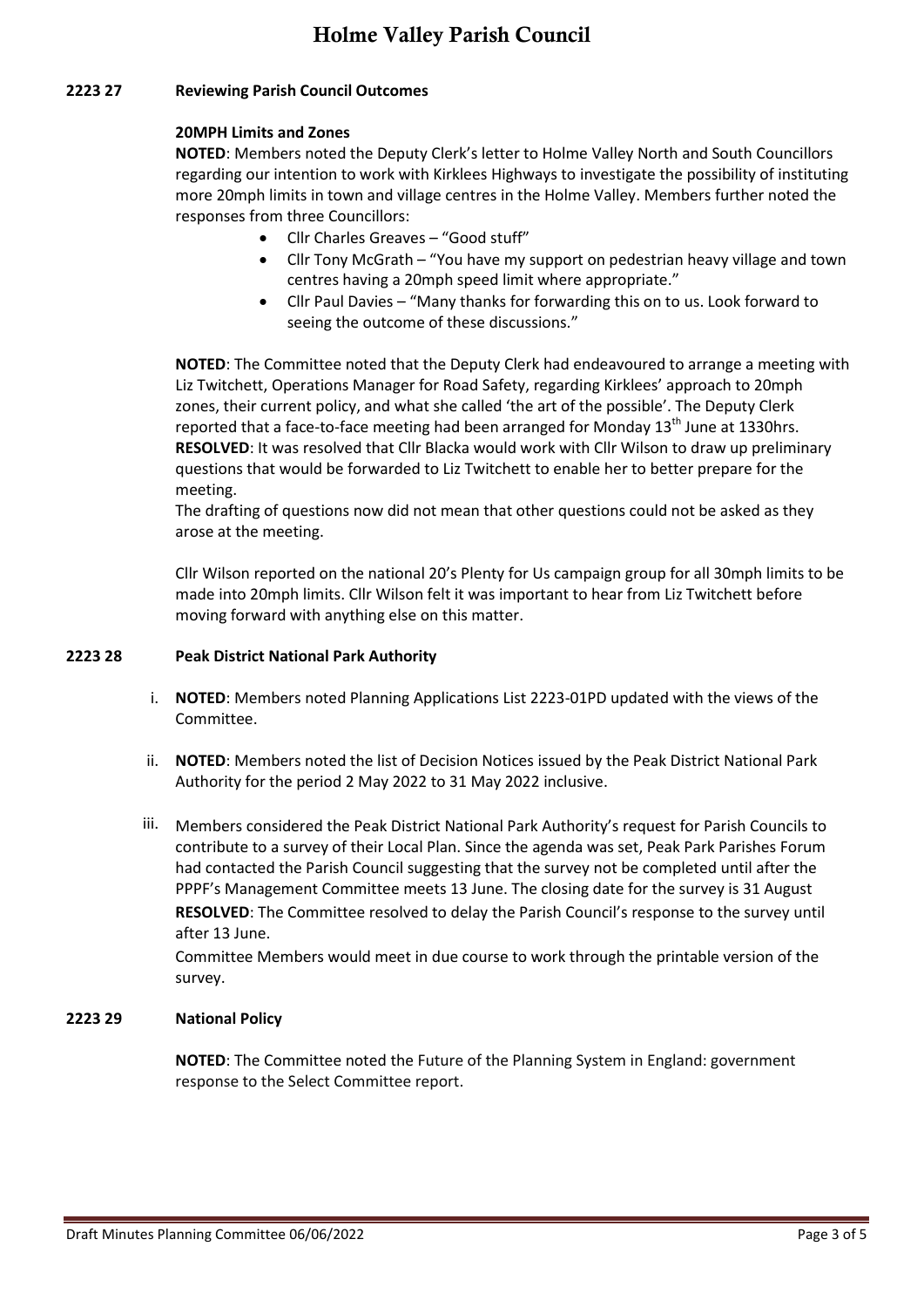## 2223 27 Reviewing Parish Council Outcomes

### 20MPH Limits and Zones

**NOTED**: Members noted the Deputy Clerk's letter to Holme Valley North and South Councillors regarding our intention to work with Kirklees Highways to investigate the possibility of instituting more 20mph limits in town and village centres in the Holme Valley. Members further noted the responses from three Councillors:

- Cllr Charles Greaves – "Good stuff"
- Cllr Tony McGrath – "You have my support on pedestrian heavy village and town centres having a 20mph speed limit where appropriate."
- Cllr Paul Davies – "Many thanks for forwarding this on to us. Look forward to seeing the outcome of these discussions."

**NOTED**: The Committee noted that the Deputy Clerk had endeavoured to arrange a meeting with Liz Twitchett, Operations Manager for Road Safety, regarding Kirklees' approach to 20mph zones, their current policy, and what she called 'the art of the possible'. The Deputy Clerk reported that a face-to-face meeting had been arranged for Monday 13th June at 1330hrs.
**RESOLVED**: It was resolved that Cllr Blacka would work with Cllr Wilson to draw up preliminary questions that would be forwarded to Liz Twitchett to enable her to better prepare for the meeting.
The drafting of questions now did not mean that other questions could not be asked as they arose at the meeting.

Cllr Wilson reported on the national 20's Plenty for Us campaign group for all 30mph limits to be made into 20mph limits. Cllr Wilson felt it was important to hear from Liz Twitchett before moving forward with anything else on this matter.

## 2223 28 Peak District National Park Authority

i. **NOTED**: Members noted Planning Applications List 2223-01PD updated with the views of the Committee.

ii. **NOTED**: Members noted the list of Decision Notices issued by the Peak District National Park Authority for the period 2 May 2022 to 31 May 2022 inclusive.

iii. Members considered the Peak District National Park Authority's request for Parish Councils to contribute to a survey of their Local Plan. Since the agenda was set, Peak Park Parishes Forum had contacted the Parish Council suggesting that the survey not be completed until after the PPPF's Management Committee meets 13 June. The closing date for the survey is 31 August
**RESOLVED**: The Committee resolved to delay the Parish Council's response to the survey until after 13 June.
Committee Members would meet in due course to work through the printable version of the survey.

## 2223 29 National Policy

**NOTED**: The Committee noted the Future of the Planning System in England: government response to the Select Committee report.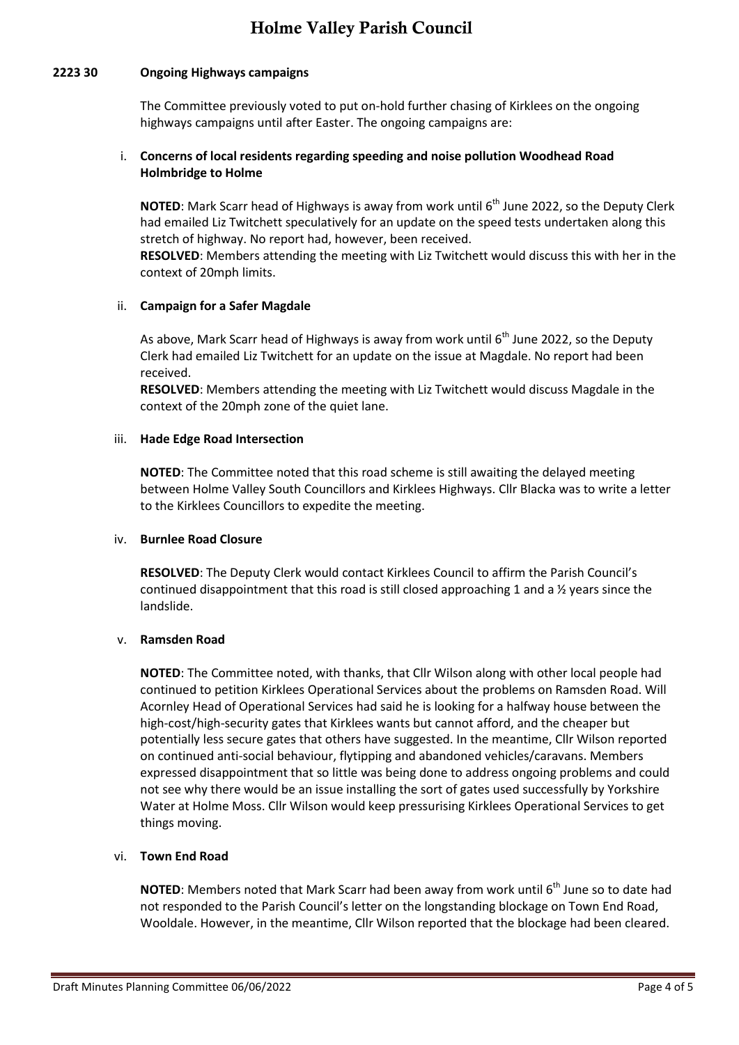**2223 30 Ongoing Highways campaigns**

The Committee previously voted to put on-hold further chasing of Kirklees on the ongoing highways campaigns until after Easter. The ongoing campaigns are:

i. **Concerns of local residents regarding speeding and noise pollution Woodhead Road Holmbridge to Holme**

**NOTED**: Mark Scarr head of Highways is away from work until 6th June 2022, so the Deputy Clerk had emailed Liz Twitchett speculatively for an update on the speed tests undertaken along this stretch of highway. No report had, however, been received.
**RESOLVED**: Members attending the meeting with Liz Twitchett would discuss this with her in the context of 20mph limits.

ii. **Campaign for a Safer Magdale**

As above, Mark Scarr head of Highways is away from work until 6th June 2022, so the Deputy Clerk had emailed Liz Twitchett for an update on the issue at Magdale. No report had been received.
**RESOLVED**: Members attending the meeting with Liz Twitchett would discuss Magdale in the context of the 20mph zone of the quiet lane.

iii. **Hade Edge Road Intersection**

**NOTED**: The Committee noted that this road scheme is still awaiting the delayed meeting between Holme Valley South Councillors and Kirklees Highways. Cllr Blacka was to write a letter to the Kirklees Councillors to expedite the meeting.

iv. **Burnlee Road Closure**

**RESOLVED**: The Deputy Clerk would contact Kirklees Council to affirm the Parish Council's continued disappointment that this road is still closed approaching 1 and a ½ years since the landslide.

v. **Ramsden Road**

**NOTED**: The Committee noted, with thanks, that Cllr Wilson along with other local people had continued to petition Kirklees Operational Services about the problems on Ramsden Road. Will Acornley Head of Operational Services had said he is looking for a halfway house between the high-cost/high-security gates that Kirklees wants but cannot afford, and the cheaper but potentially less secure gates that others have suggested. In the meantime, Cllr Wilson reported on continued anti-social behaviour, flytipping and abandoned vehicles/caravans. Members expressed disappointment that so little was being done to address ongoing problems and could not see why there would be an issue installing the sort of gates used successfully by Yorkshire Water at Holme Moss. Cllr Wilson would keep pressurising Kirklees Operational Services to get things moving.

vi. **Town End Road**

**NOTED**: Members noted that Mark Scarr had been away from work until 6th June so to date had not responded to the Parish Council's letter on the longstanding blockage on Town End Road, Wooldale. However, in the meantime, Cllr Wilson reported that the blockage had been cleared.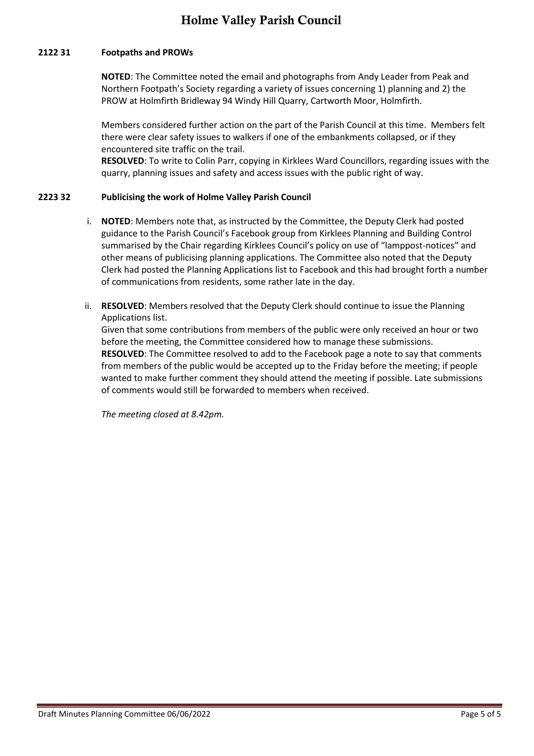### 2122 31 Footpaths and PROWs

**NOTED**: The Committee noted the email and photographs from Andy Leader from Peak and Northern Footpath's Society regarding a variety of issues concerning 1) planning and 2) the PROW at Holmfirth Bridleway 94 Windy Hill Quarry, Cartworth Moor, Holmfirth.

Members considered further action on the part of the Parish Council at this time. Members felt there were clear safety issues to walkers if one of the embankments collapsed, or if they encountered site traffic on the trail.

**RESOLVED**: To write to Colin Parr, copying in Kirklees Ward Councillors, regarding issues with the quarry, planning issues and safety and access issues with the public right of way.

### 2223 32 Publicising the work of Holme Valley Parish Council

i. **NOTED**: Members note that, as instructed by the Committee, the Deputy Clerk had posted guidance to the Parish Council's Facebook group from Kirklees Planning and Building Control summarised by the Chair regarding Kirklees Council's policy on use of "lamppost-notices" and other means of publicising planning applications. The Committee also noted that the Deputy Clerk had posted the Planning Applications list to Facebook and this had brought forth a number of communications from residents, some rather late in the day.

ii. **RESOLVED**: Members resolved that the Deputy Clerk should continue to issue the Planning Applications list.

Given that some contributions from members of the public were only received an hour or two before the meeting, the Committee considered how to manage these submissions.

**RESOLVED**: The Committee resolved to add to the Facebook page a note to say that comments from members of the public would be accepted up to the Friday before the meeting; if people wanted to make further comment they should attend the meeting if possible. Late submissions of comments would still be forwarded to members when received.

*The meeting closed at 8.42pm.*